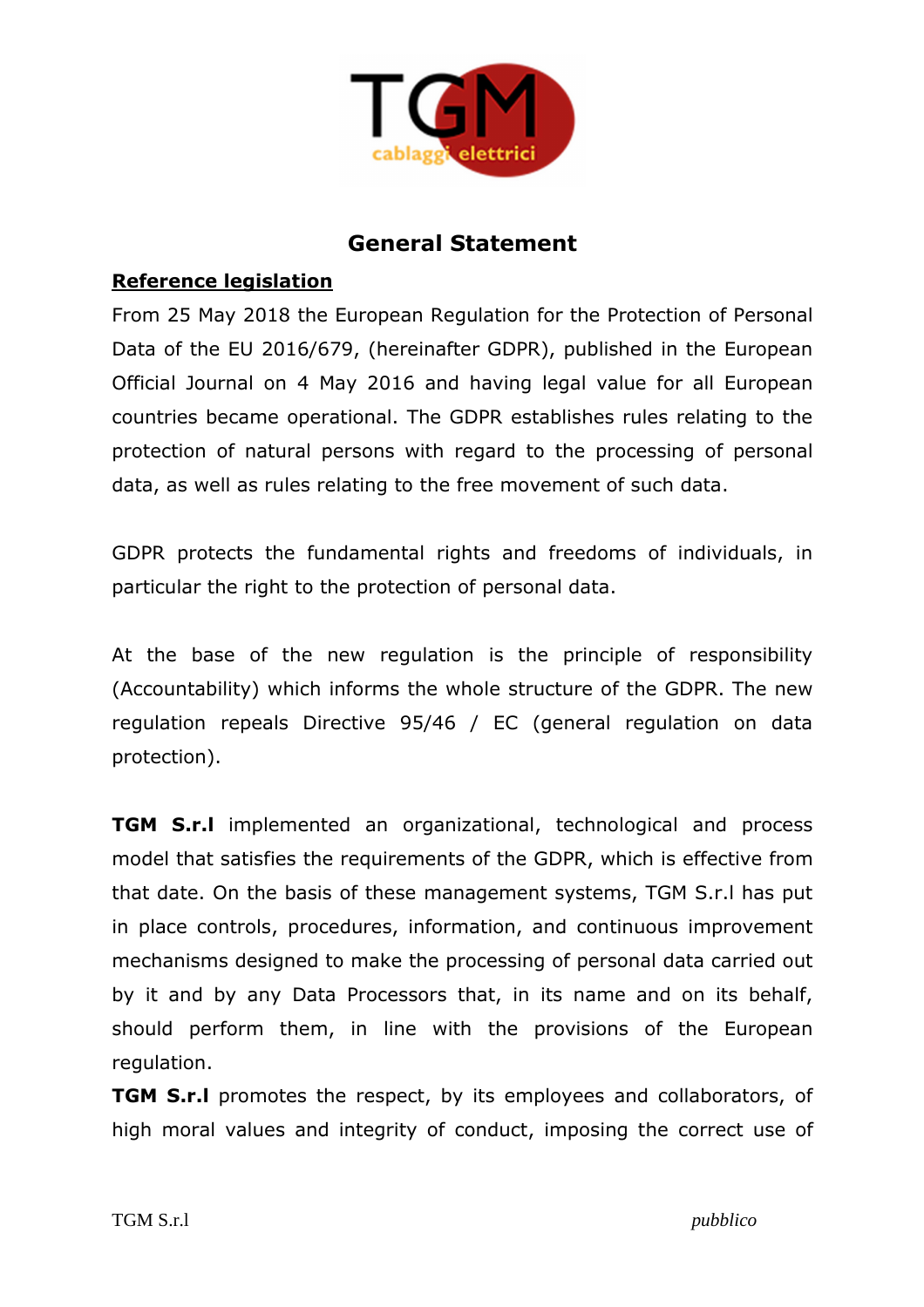# General Statement

**Reference legislation**

From 25 May 2018 the European Regulation for the Protection of Personal Data of the EU 2016/679, (hereinafter GDPR), published in the European Official Journal on 4 May 2016 and having legal value for all European countries became operational. The GDPR establishes rules relating to the protection of natural persons with regard to the processing of personal data, as well as rules relating to the free movement of such data.

GDPR protects the fundamental rights and freedoms of individuals, in particular the right to the protection of personal data.

At the base of the new regulation is the principle of responsibility (Accountability) which informs the whole structure of the GDPR. The new regulation repeals Directive 95/46 / EC (general regulation on data protection).

**TGM S.r.l** implemented an organizational, technological and process model that satisfies the requirements of the GDPR, which is effective from that date. On the basis of these management systems, TGM S.r.l has put in place controls, procedures, information, and continuous improvement mechanisms designed to make the processing of personal data carried out by it and by any Data Processors that, in its name and on its behalf, should perform them, in line with the provisions of the European regulation.

**TGM S.r.l** promotes the respect, by its employees and collaborators, of high moral values and integrity of conduct, imposing the correct use of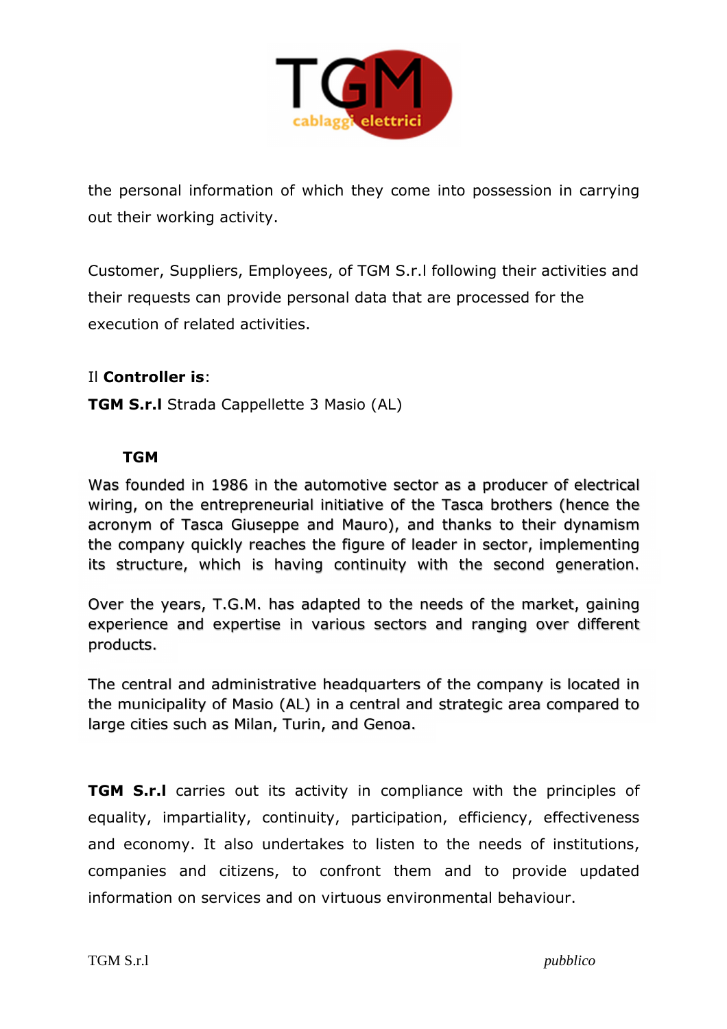the personal information of which they come into possession in carrying out their working activity.

Customer, Suppliers, Employees, of TGM S.r.l following their activities and their requests can provide personal data that are processed for the execution of related activities.

Il **Controller is**:

**TGM S.r.l** Strada Cappellette 3 Masio (AL)

**TGM**

Was founded in 1986 in the automotive sector as a producer of electrical wiring, on the entrepreneurial initiative of the Tasca brothers (hence the acronym of Tasca Giuseppe and Mauro), and thanks to their dynamism the company quickly reaches the figure of leader in sector, implementing its structure, which is having continuity with the second generation.

Over the years, T.G.M. has adapted to the needs of the market, gaining experience and expertise in various sectors and ranging over different products.

The central and administrative headquarters of the company is located in the municipality of Masio (AL) in a central and strategic area compared to large cities such as Milan, Turin, and Genoa.

**TGM S.r.l** carries out its activity in compliance with the principles of equality, impartiality, continuity, participation, efficiency, effectiveness and economy. It also undertakes to listen to the needs of institutions, companies and citizens, to confront them and to provide updated information on services and on virtuous environmental behaviour.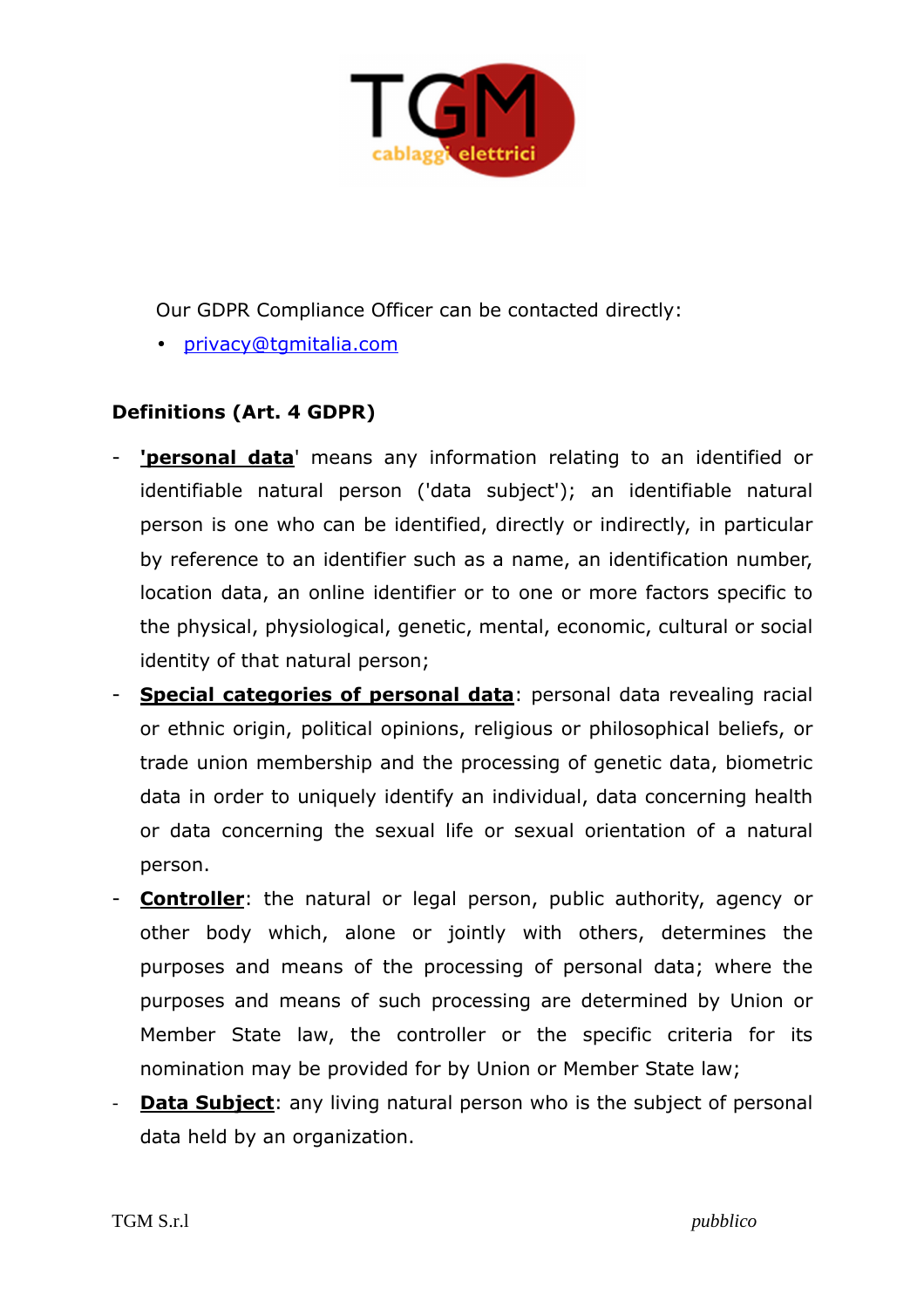Our GDPR Compliance Officer can be contacted directly:

- privacy@tgmitalia.com

**Definitions (Art. 4 GDPR)**

- **'personal data**' means any information relating to an identified or identifiable natural person ('data subject'); an identifiable natural person is one who can be identified, directly or indirectly, in particular by reference to an identifier such as a name, an identification number, location data, an online identifier or to one or more factors specific to the physical, physiological, genetic, mental, economic, cultural or social identity of that natural person;
- **Special categories of personal data**: personal data revealing racial or ethnic origin, political opinions, religious or philosophical beliefs, or trade union membership and the processing of genetic data, biometric data in order to uniquely identify an individual, data concerning health or data concerning the sexual life or sexual orientation of a natural person.
- **Controller**: the natural or legal person, public authority, agency or other body which, alone or jointly with others, determines the purposes and means of the processing of personal data; where the purposes and means of such processing are determined by Union or Member State law, the controller or the specific criteria for its nomination may be provided for by Union or Member State law;
- **Data Subject**: any living natural person who is the subject of personal data held by an organization.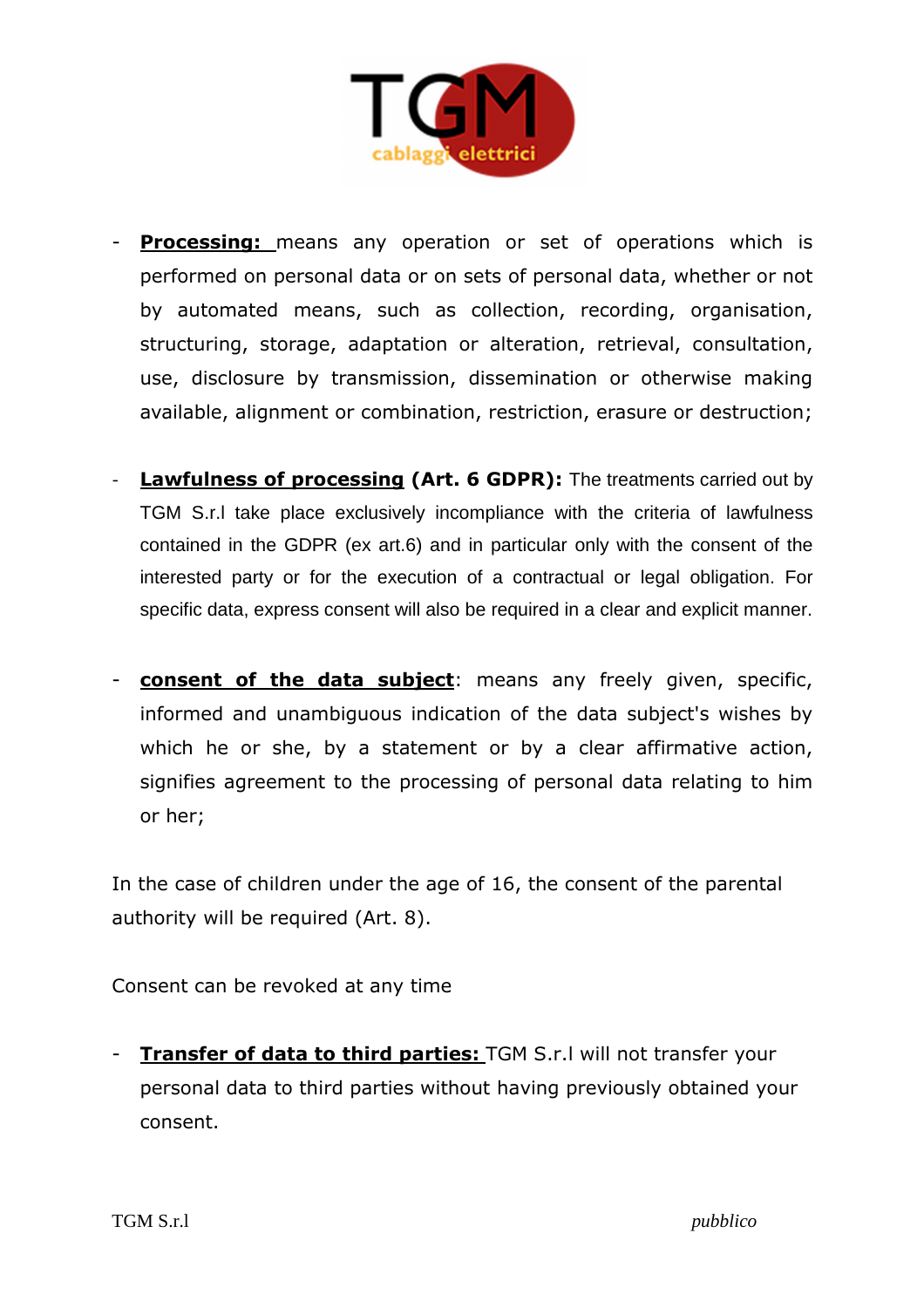- **Processing:** means any operation or set of operations which is performed on personal data or on sets of personal data, whether or not by automated means, such as collection, recording, organisation, structuring, storage, adaptation or alteration, retrieval, consultation, use, disclosure by transmission, dissemination or otherwise making available, alignment or combination, restriction, erasure or destruction;

- **Lawfulness of processing (Art. 6 GDPR):** The treatments carried out by TGM S.r.l take place exclusively incompliance with the criteria of lawfulness contained in the GDPR (ex art.6) and in particular only with the consent of the interested party or for the execution of a contractual or legal obligation. For specific data, express consent will also be required in a clear and explicit manner.

- **consent of the data subject**: means any freely given, specific, informed and unambiguous indication of the data subject's wishes by which he or she, by a statement or by a clear affirmative action, signifies agreement to the processing of personal data relating to him or her;

In the case of children under the age of 16, the consent of the parental authority will be required (Art. 8).

Consent can be revoked at any time

- **Transfer of data to third parties:** TGM S.r.l will not transfer your personal data to third parties without having previously obtained your consent.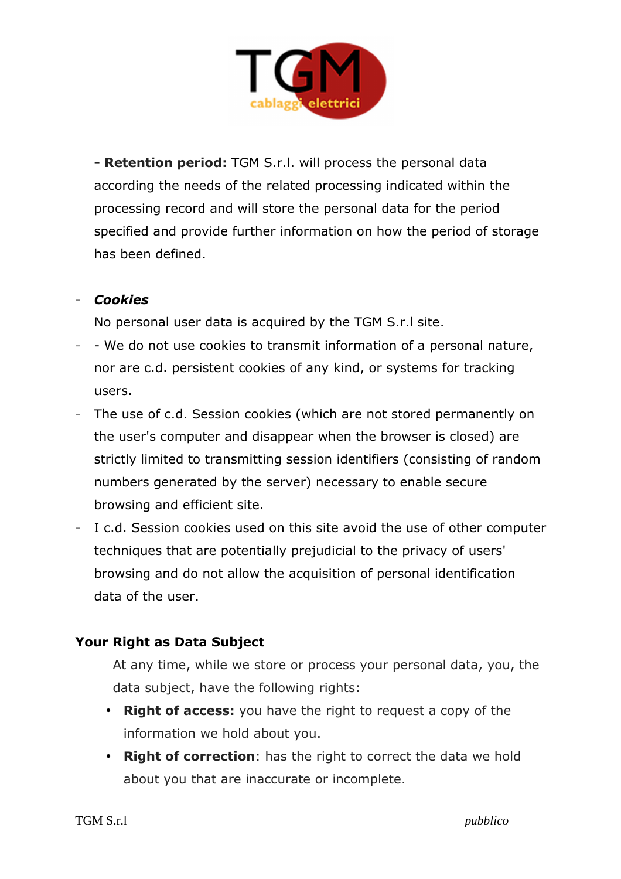**- Retention period:** TGM S.r.l. will process the personal data according the needs of the related processing indicated within the processing record and will store the personal data for the period specified and provide further information on how the period of storage has been defined.

- ***Cookies***

  No personal user data is acquired by the TGM S.r.l site.
- - We do not use cookies to transmit information of a personal nature, nor are c.d. persistent cookies of any kind, or systems for tracking users.
- The use of c.d. Session cookies (which are not stored permanently on the user's computer and disappear when the browser is closed) are strictly limited to transmitting session identifiers (consisting of random numbers generated by the server) necessary to enable secure browsing and efficient site.
- I c.d. Session cookies used on this site avoid the use of other computer techniques that are potentially prejudicial to the privacy of users' browsing and do not allow the acquisition of personal identification data of the user.

**Your Right as Data Subject**

At any time, while we store or process your personal data, you, the data subject, have the following rights:

- **Right of access:** you have the right to request a copy of the information we hold about you.
- **Right of correction**: has the right to correct the data we hold about you that are inaccurate or incomplete.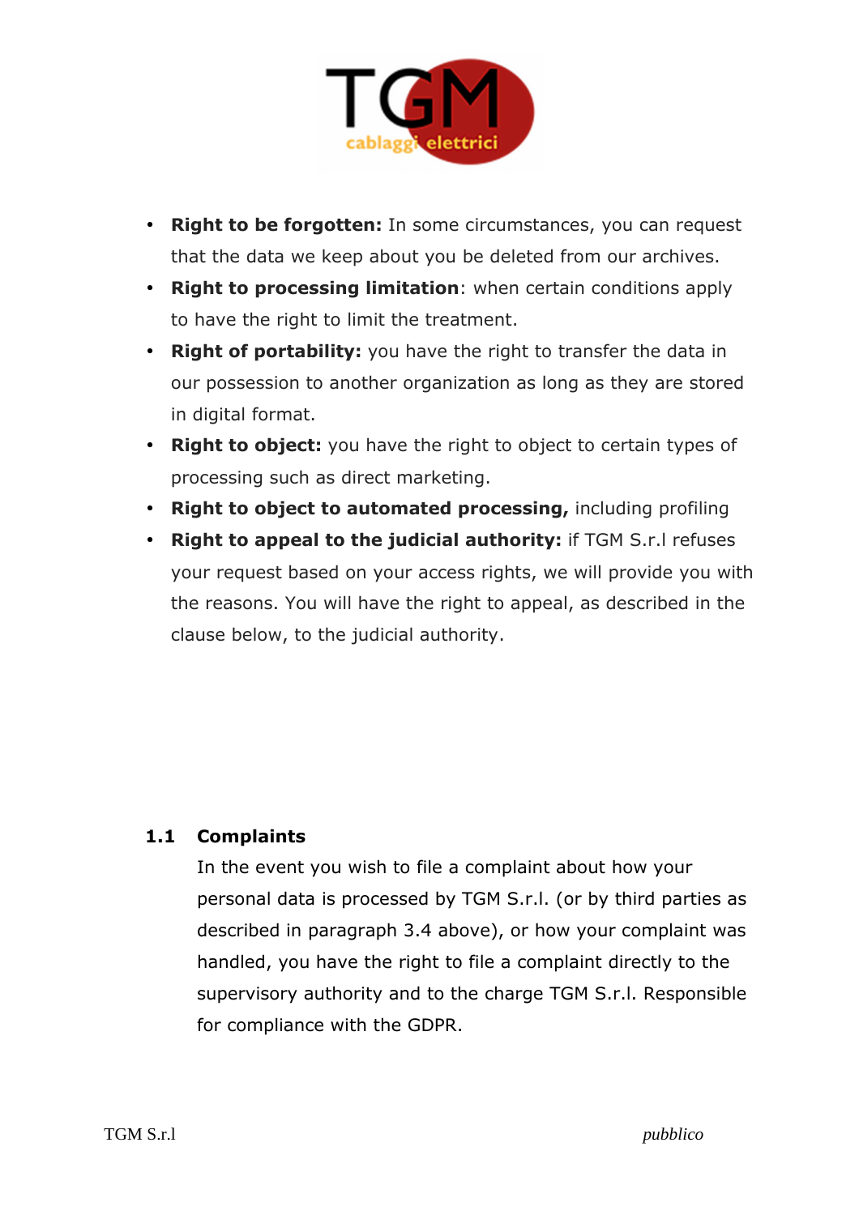- **Right to be forgotten:** In some circumstances, you can request that the data we keep about you be deleted from our archives.
- **Right to processing limitation**: when certain conditions apply to have the right to limit the treatment.
- **Right of portability:** you have the right to transfer the data in our possession to another organization as long as they are stored in digital format.
- **Right to object:** you have the right to object to certain types of processing such as direct marketing.
- **Right to object to automated processing,** including profiling
- **Right to appeal to the judicial authority:** if TGM S.r.l refuses your request based on your access rights, we will provide you with the reasons. You will have the right to appeal, as described in the clause below, to the judicial authority.

## 1.1 Complaints

In the event you wish to file a complaint about how your personal data is processed by TGM S.r.l. (or by third parties as described in paragraph 3.4 above), or how your complaint was handled, you have the right to file a complaint directly to the supervisory authority and to the charge TGM S.r.l. Responsible for compliance with the GDPR.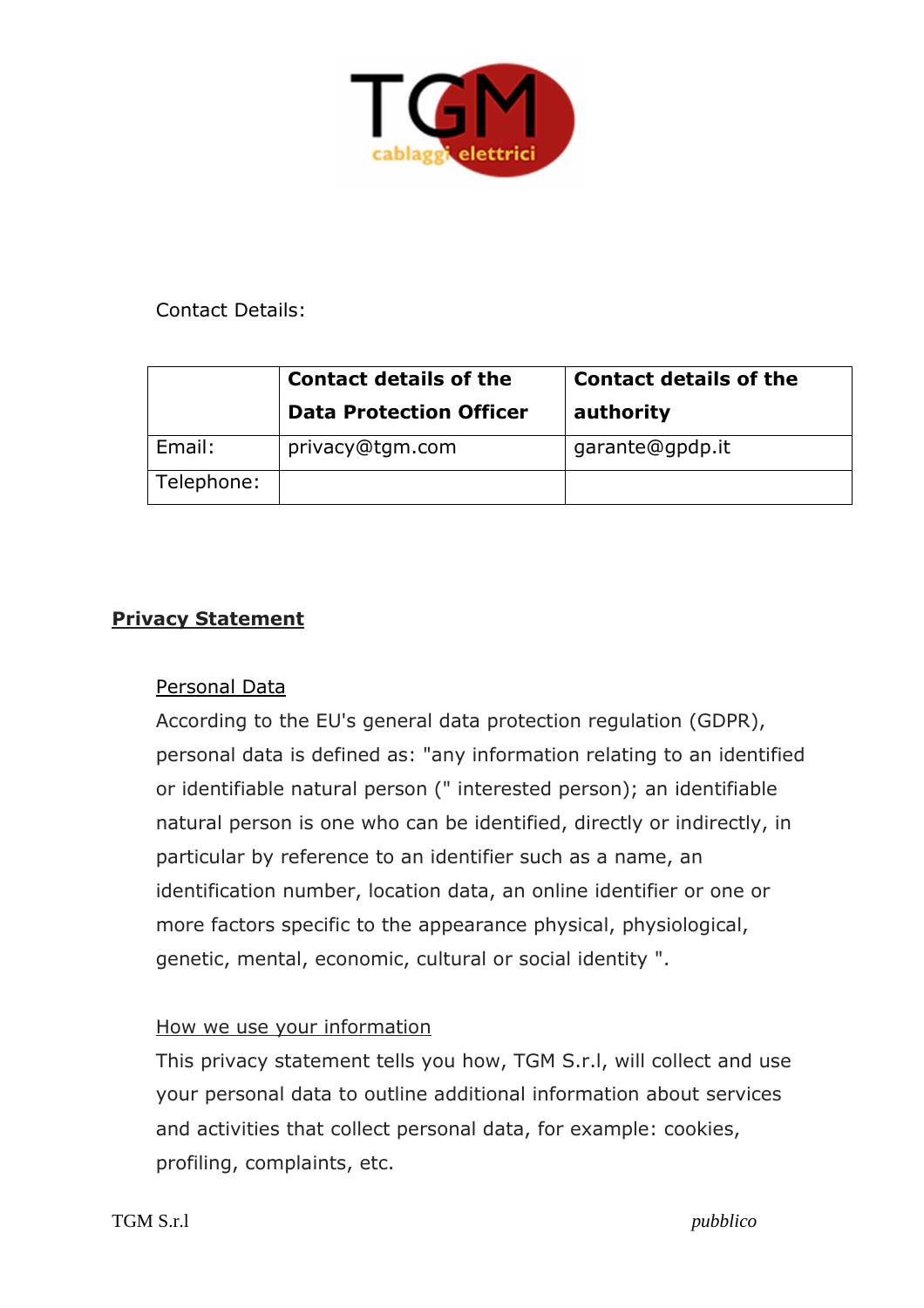Contact Details:

| | Contact details of the Data Protection Officer | Contact details of the authority |
|---|---|---|
| Email: | privacy@tgm.com | garante@gpdp.it |
| Telephone: | | |

## Privacy Statement

### Personal Data

According to the EU's general data protection regulation (GDPR), personal data is defined as: "any information relating to an identified or identifiable natural person (" interested person); an identifiable natural person is one who can be identified, directly or indirectly, in particular by reference to an identifier such as a name, an identification number, location data, an online identifier or one or more factors specific to the appearance physical, physiological, genetic, mental, economic, cultural or social identity ".

### How we use your information

This privacy statement tells you how, TGM S.r.l, will collect and use your personal data to outline additional information about services and activities that collect personal data, for example: cookies, profiling, complaints, etc.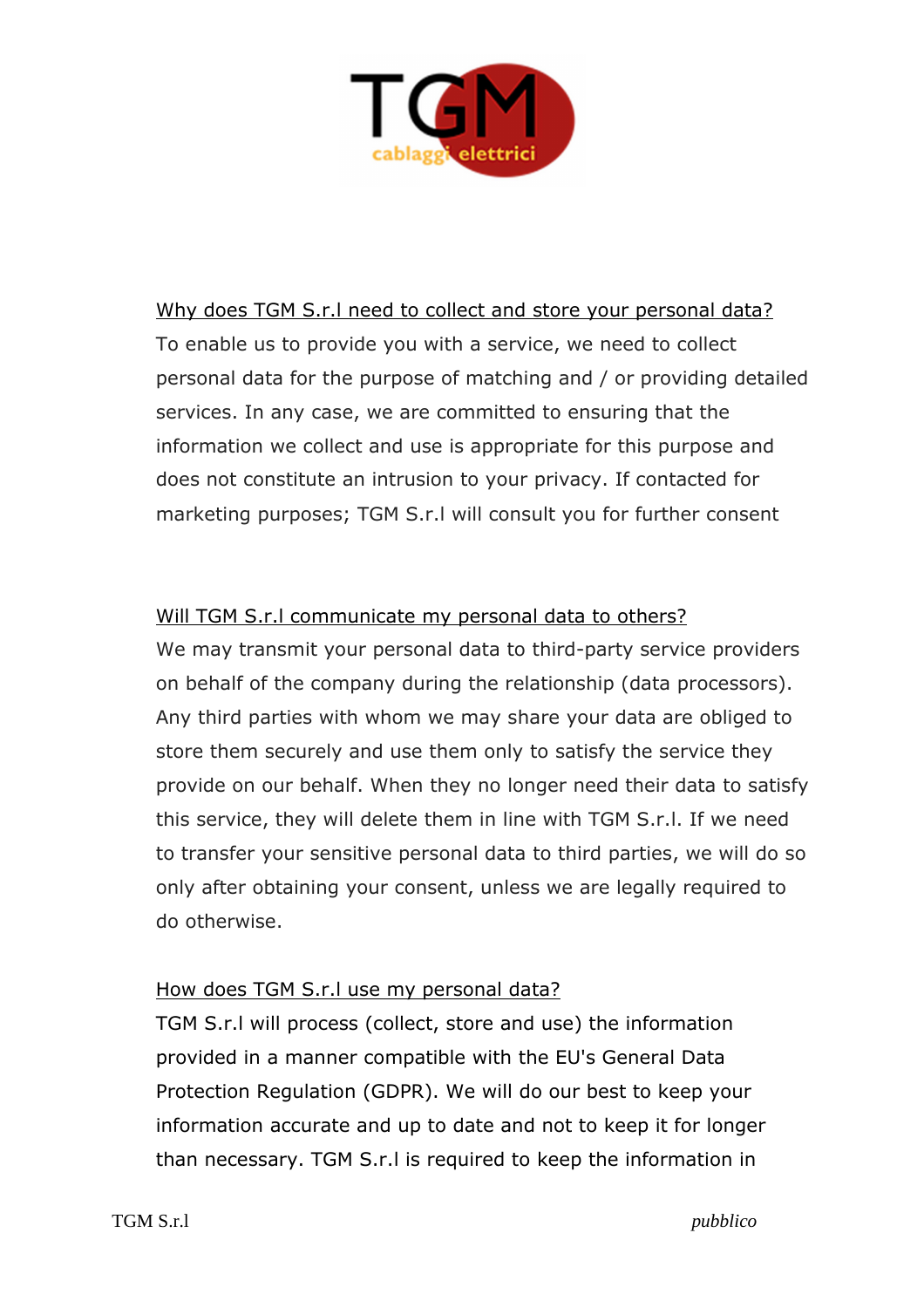Why does TGM S.r.l need to collect and store your personal data?

To enable us to provide you with a service, we need to collect personal data for the purpose of matching and / or providing detailed services. In any case, we are committed to ensuring that the information we collect and use is appropriate for this purpose and does not constitute an intrusion to your privacy. If contacted for marketing purposes; TGM S.r.l will consult you for further consent

Will TGM S.r.l communicate my personal data to others?

We may transmit your personal data to third-party service providers on behalf of the company during the relationship (data processors). Any third parties with whom we may share your data are obliged to store them securely and use them only to satisfy the service they provide on our behalf. When they no longer need their data to satisfy this service, they will delete them in line with TGM S.r.l. If we need to transfer your sensitive personal data to third parties, we will do so only after obtaining your consent, unless we are legally required to do otherwise.

How does TGM S.r.l use my personal data?

TGM S.r.l will process (collect, store and use) the information provided in a manner compatible with the EU's General Data Protection Regulation (GDPR). We will do our best to keep your information accurate and up to date and not to keep it for longer than necessary. TGM S.r.l is required to keep the information in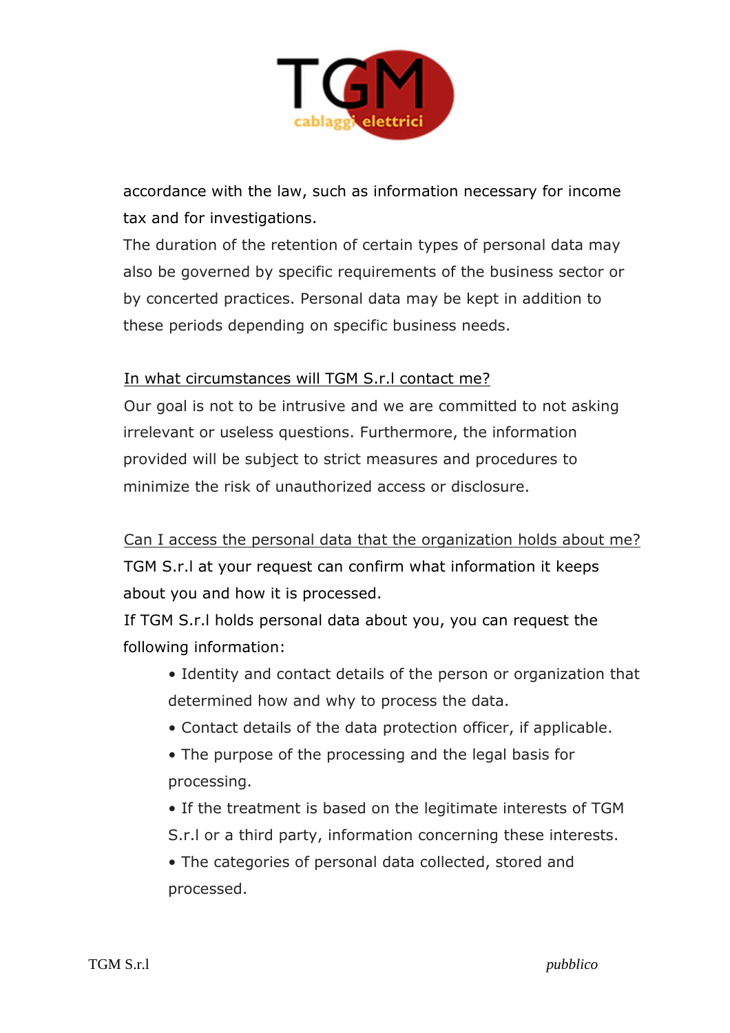accordance with the law, such as information necessary for income tax and for investigations.

The duration of the retention of certain types of personal data may also be governed by specific requirements of the business sector or by concerted practices. Personal data may be kept in addition to these periods depending on specific business needs.

In what circumstances will TGM S.r.l contact me?

Our goal is not to be intrusive and we are committed to not asking irrelevant or useless questions. Furthermore, the information provided will be subject to strict measures and procedures to minimize the risk of unauthorized access or disclosure.

Can I access the personal data that the organization holds about me?

TGM S.r.l at your request can confirm what information it keeps about you and how it is processed.

If TGM S.r.l holds personal data about you, you can request the following information:

- Identity and contact details of the person or organization that determined how and why to process the data.
- Contact details of the data protection officer, if applicable.
- The purpose of the processing and the legal basis for processing.
- If the treatment is based on the legitimate interests of TGM S.r.l or a third party, information concerning these interests.
- The categories of personal data collected, stored and processed.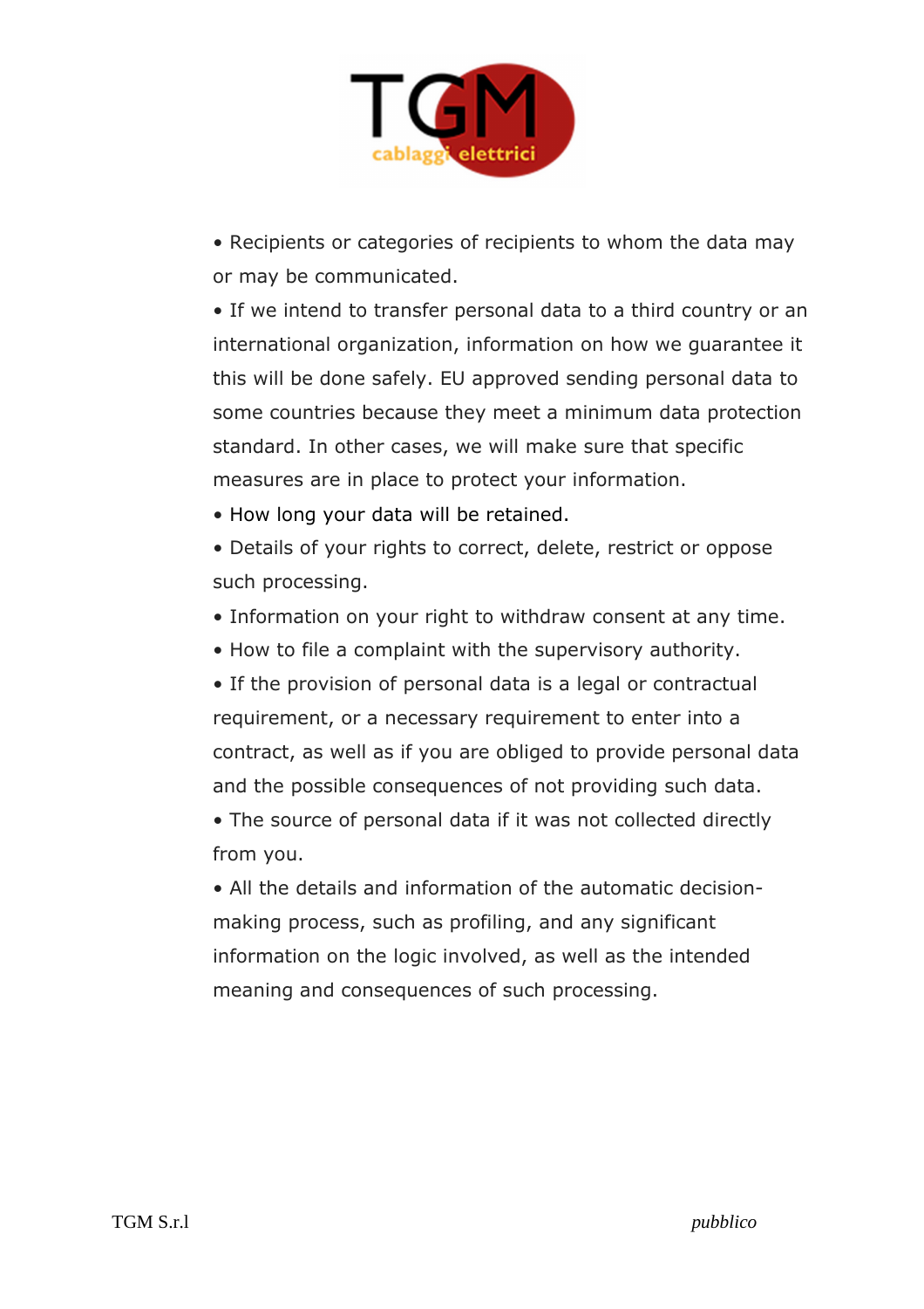- Recipients or categories of recipients to whom the data may or may be communicated.
- If we intend to transfer personal data to a third country or an international organization, information on how we guarantee it this will be done safely. EU approved sending personal data to some countries because they meet a minimum data protection standard. In other cases, we will make sure that specific measures are in place to protect your information.
- How long your data will be retained.
- Details of your rights to correct, delete, restrict or oppose such processing.
- Information on your right to withdraw consent at any time.
- How to file a complaint with the supervisory authority.
- If the provision of personal data is a legal or contractual requirement, or a necessary requirement to enter into a contract, as well as if you are obliged to provide personal data and the possible consequences of not providing such data.
- The source of personal data if it was not collected directly from you.
- All the details and information of the automatic decision-making process, such as profiling, and any significant information on the logic involved, as well as the intended meaning and consequences of such processing.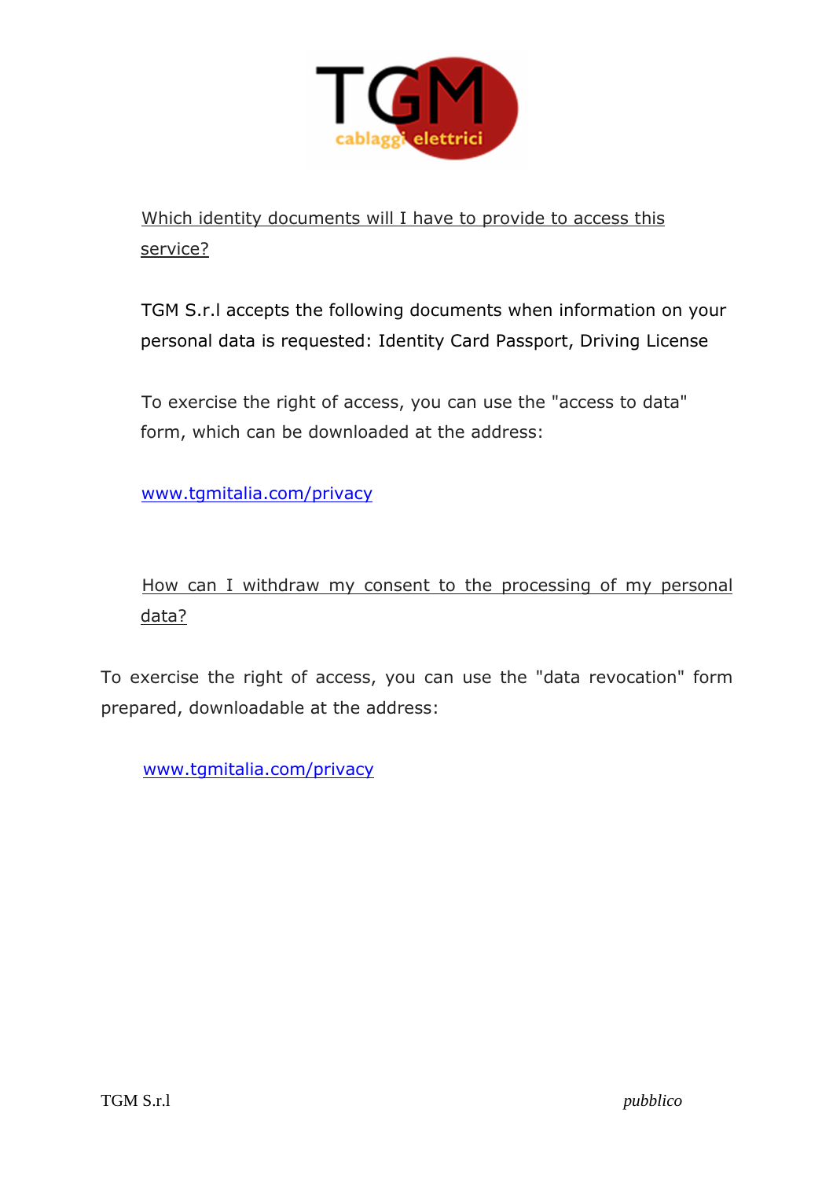Which identity documents will I have to provide to access this service?

TGM S.r.l accepts the following documents when information on your personal data is requested: Identity Card Passport, Driving License

To exercise the right of access, you can use the "access to data" form, which can be downloaded at the address:

www.tgmitalia.com/privacy

How can I withdraw my consent to the processing of my personal data?

To exercise the right of access, you can use the "data revocation" form prepared, downloadable at the address:

www.tgmitalia.com/privacy